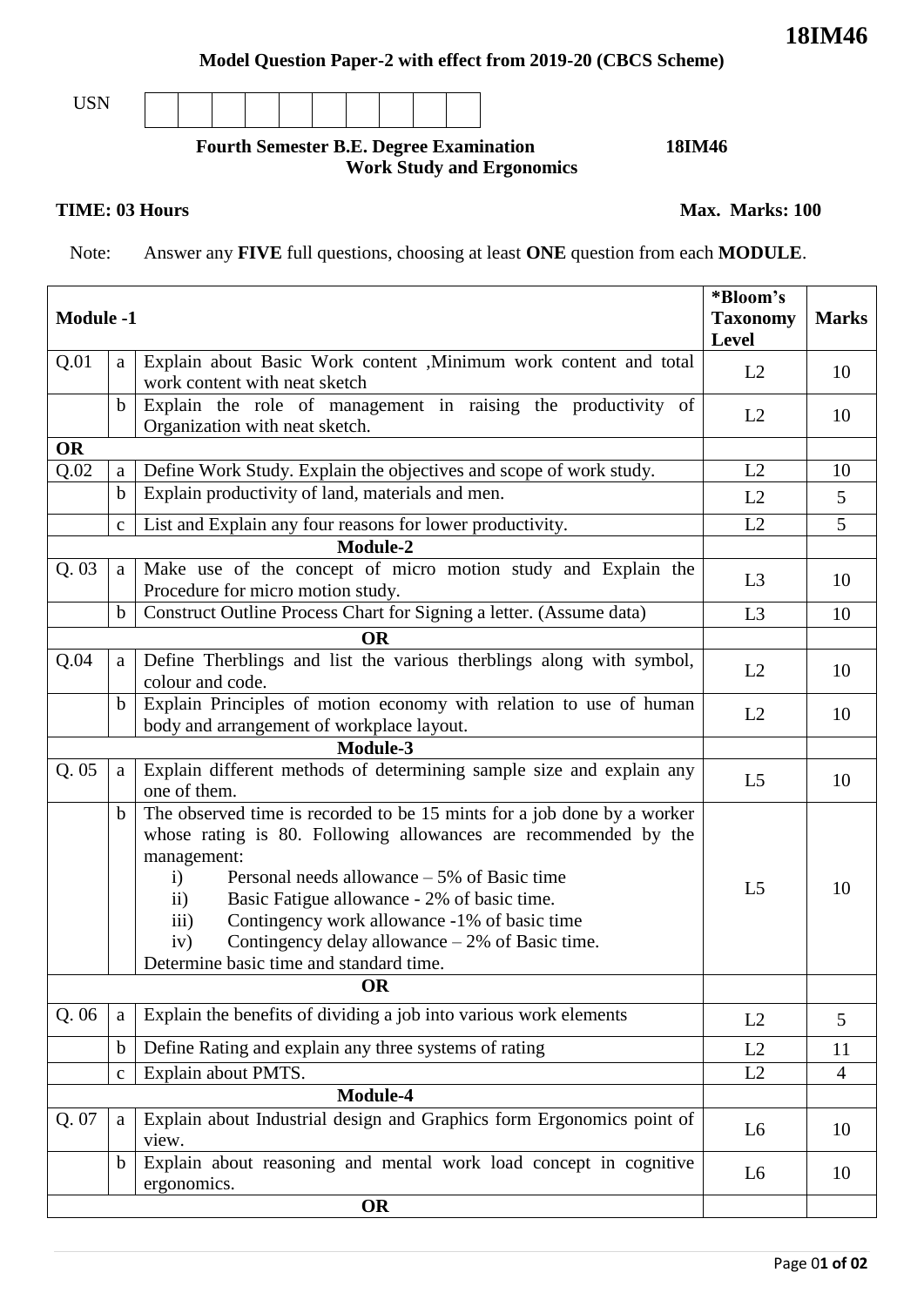**18IM46**

**Model Question Paper-2 with effect from 2019-20 (CBCS Scheme)**

USN | | | | | | | | | |

**Fourth Semester B.E. Degree Examination** **18IM46**
**Work Study and Ergonomics**

**TIME: 03 Hours** **Max. Marks: 100**

Note: Answer any **FIVE** full questions, choosing at least **ONE** question from each **MODULE**.

| **Module -1** | | | **\*Bloom's Taxonomy Level** | **Marks** |
|---|---|---|---|---|
| Q.01 | a | Explain about Basic Work content ,Minimum work content and total work content with neat sketch | L2 | 10 |
| | b | Explain the role of management in raising the productivity of Organization with neat sketch. | L2 | 10 |
| **OR** | | | | |
| Q.02 | a | Define Work Study. Explain the objectives and scope of work study. | L2 | 10 |
| | b | Explain productivity of land, materials and men. | L2 | 5 |
| | c | List and Explain any four reasons for lower productivity. | L2 | 5 |
| | | **Module-2** | | |
| Q. 03 | a | Make use of the concept of micro motion study and Explain the Procedure for micro motion study. | L3 | 10 |
| | b | Construct Outline Process Chart for Signing a letter. (Assume data) | L3 | 10 |
| | | **OR** | | |
| Q.04 | a | Define Therblings and list the various therblings along with symbol, colour and code. | L2 | 10 |
| | b | Explain Principles of motion economy with relation to use of human body and arrangement of workplace layout. | L2 | 10 |
| | | **Module-3** | | |
| Q. 05 | a | Explain different methods of determining sample size and explain any one of them. | L5 | 10 |
| | b | The observed time is recorded to be 15 mints for a job done by a worker whose rating is 80. Following allowances are recommended by the management:<br>i) Personal needs allowance – 5% of Basic time<br>ii) Basic Fatigue allowance - 2% of basic time.<br>iii) Contingency work allowance -1% of basic time<br>iv) Contingency delay allowance – 2% of Basic time.<br>Determine basic time and standard time. | L5 | 10 |
| | | **OR** | | |
| Q. 06 | a | Explain the benefits of dividing a job into various work elements | L2 | 5 |
| | b | Define Rating and explain any three systems of rating | L2 | 11 |
| | c | Explain about PMTS. | L2 | 4 |
| | | **Module-4** | | |
| Q. 07 | a | Explain about Industrial design and Graphics form Ergonomics point of view. | L6 | 10 |
| | b | Explain about reasoning and mental work load concept in cognitive ergonomics. | L6 | 10 |
| | | **OR** | | |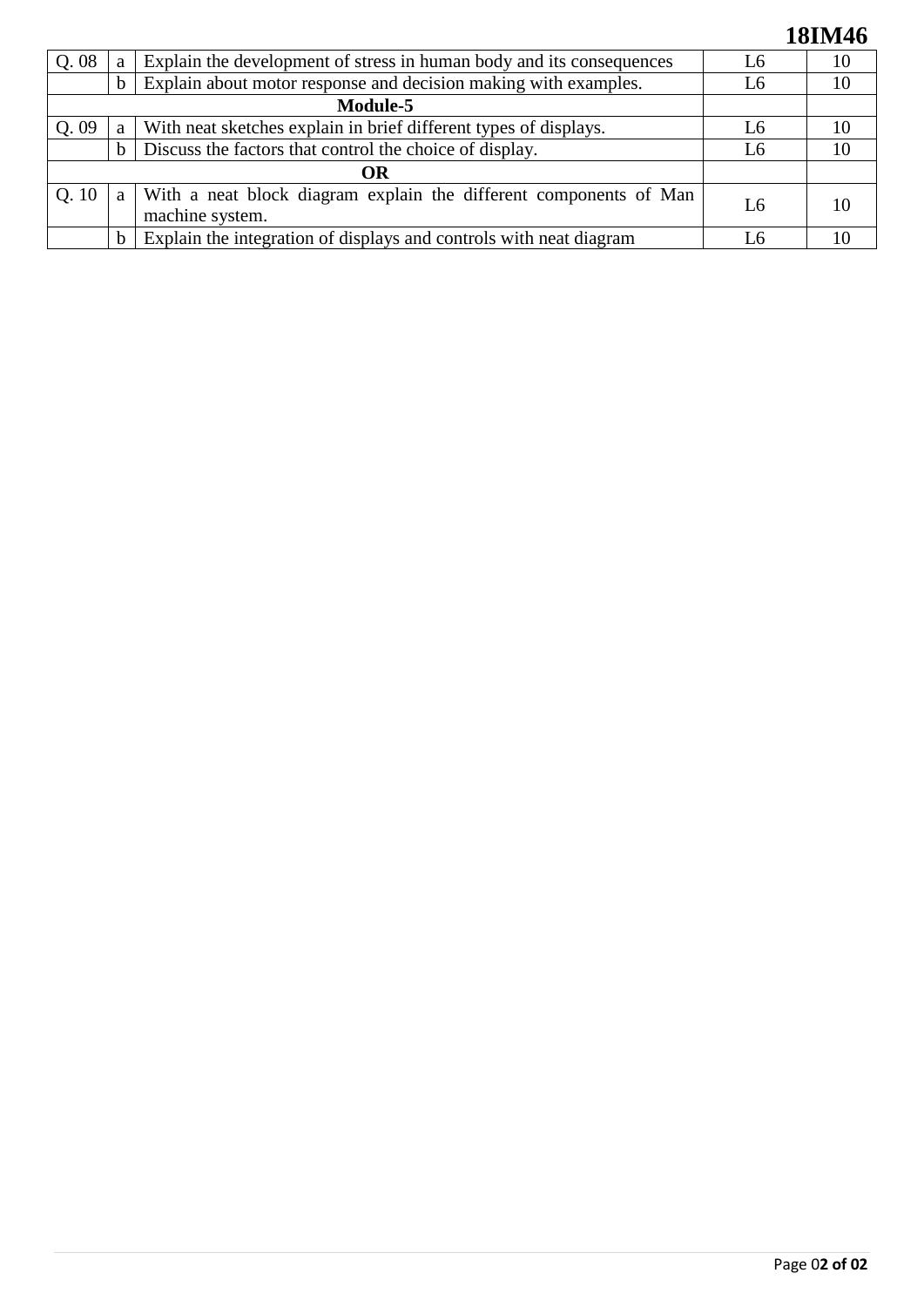| | | | | |
|---|---|---|---|---|
| Q. 08 | a | Explain the development of stress in human body and its consequences | L6 | 10 |
| | b | Explain about motor response and decision making with examples. | L6 | 10 |
| **Module-5** | | | | |
| Q. 09 | a | With neat sketches explain in brief different types of displays. | L6 | 10 |
| | b | Discuss the factors that control the choice of display. | L6 | 10 |
| **OR** | | | | |
| Q. 10 | a | With a neat block diagram explain the different components of Man machine system. | L6 | 10 |
| | b | Explain the integration of displays and controls with neat diagram | L6 | 10 |